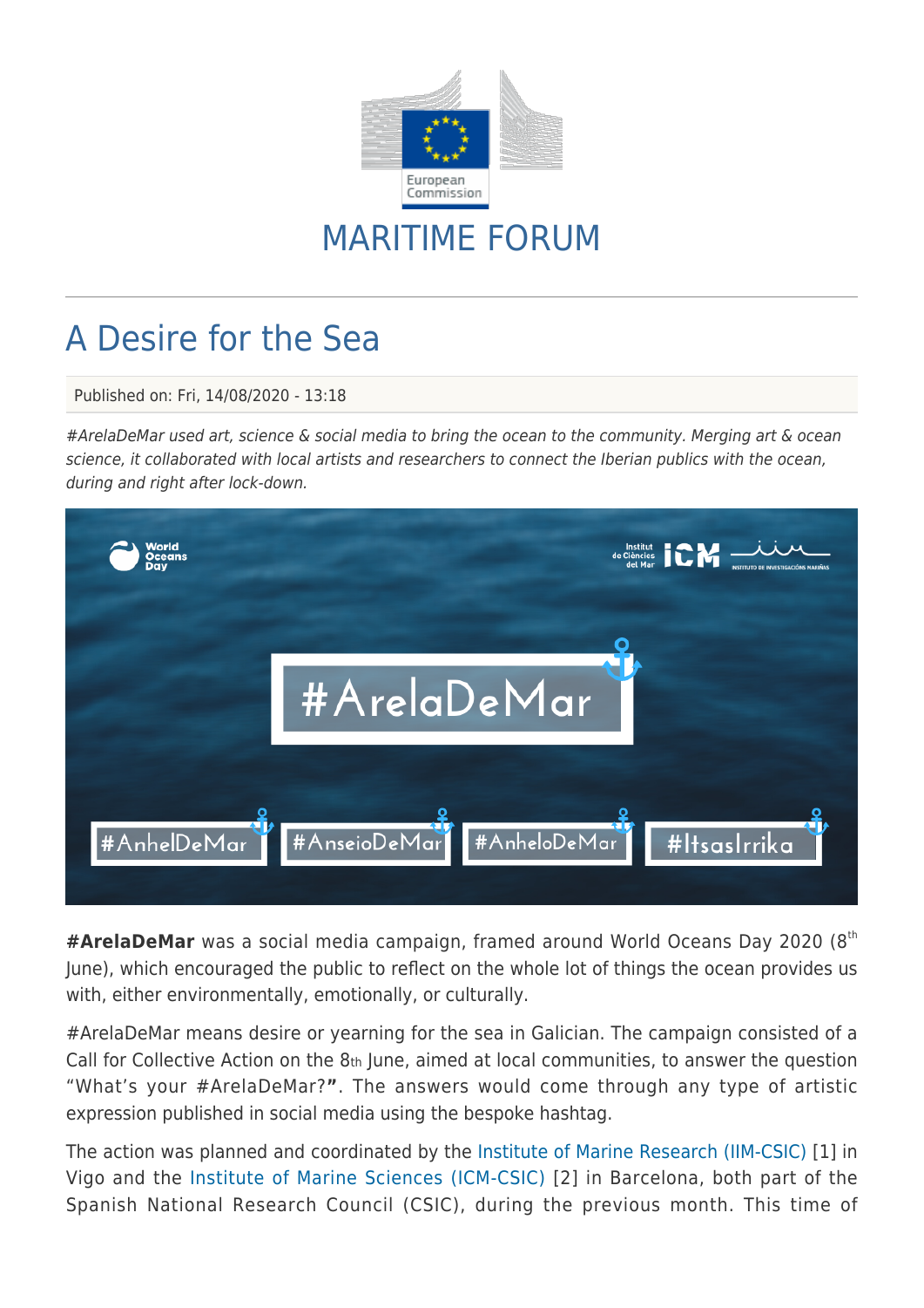MARITIME FORUM

# A Desire for the Sea

Published on: Fri, 14/08/2020 - 13:18

*#ArelaDeMar used art, science & social media to bring the ocean to the community. Merging art & ocean science, it collaborated with local artists and researchers to connect the Iberian publics with the ocean, during and right after lock-down.*

**#ArelaDeMar** was a social media campaign, framed around World Oceans Day 2020 (8th June), which encouraged the public to reflect on the whole lot of things the ocean provides us with, either environmentally, emotionally, or culturally.

#ArelaDeMar means desire or yearning for the sea in Galician. The campaign consisted of a Call for Collective Action on the 8th June, aimed at local communities, to answer the question "What's your #ArelaDeMar?**"**. The answers would come through any type of artistic expression published in social media using the bespoke hashtag.

The action was planned and coordinated by the Institute of Marine Research (IIM-CSIC) [1] in Vigo and the Institute of Marine Sciences (ICM-CSIC) [2] in Barcelona, both part of the Spanish National Research Council (CSIC), during the previous month. This time of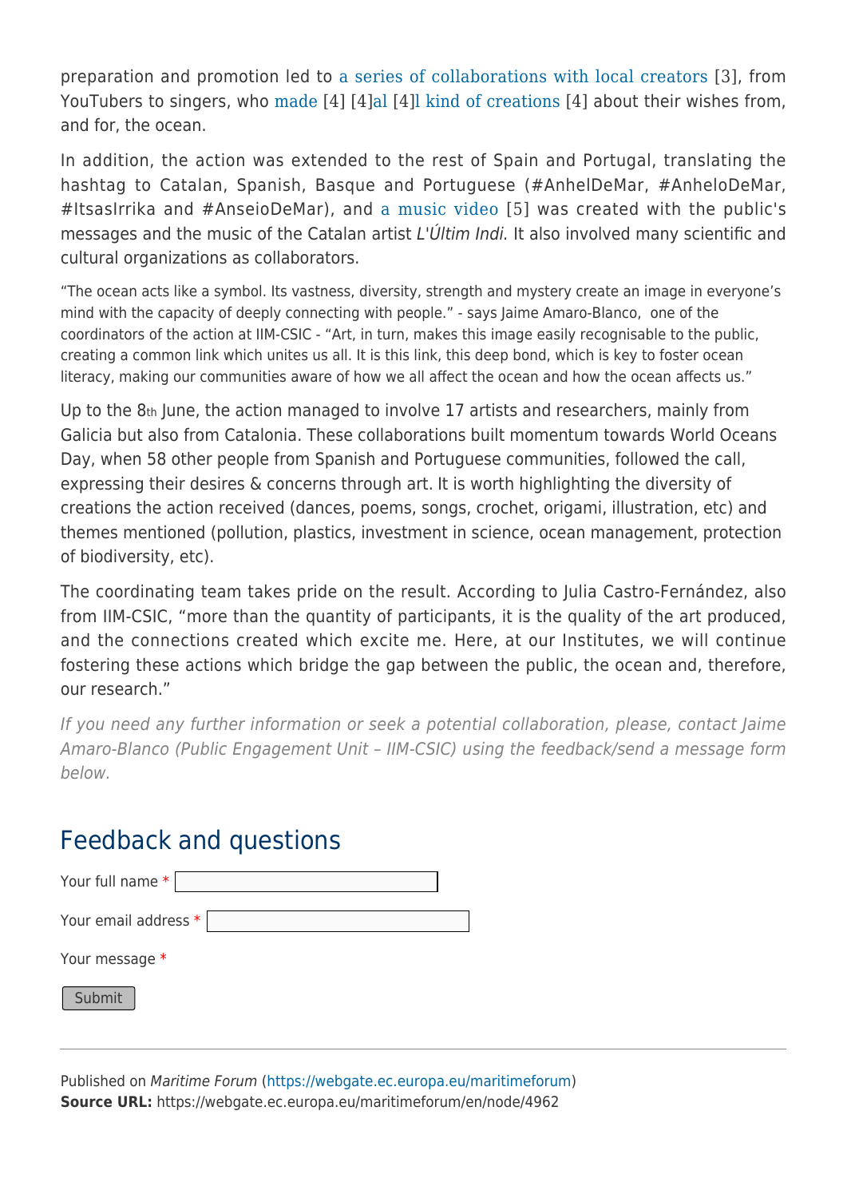preparation and promotion led to a series of collaborations with local creators [3], from YouTubers to singers, who made [4] [4]al [4]l kind of creations [4] about their wishes from, and for, the ocean.

In addition, the action was extended to the rest of Spain and Portugal, translating the hashtag to Catalan, Spanish, Basque and Portuguese (#AnhelDeMar, #AnheloDeMar, #ItsasIrrika and #AnseioDeMar), and a music video [5] was created with the public's messages and the music of the Catalan artist *L'Últim Indi*. It also involved many scientific and cultural organizations as collaborators.

"The ocean acts like a symbol. Its vastness, diversity, strength and mystery create an image in everyone's mind with the capacity of deeply connecting with people." - says Jaime Amaro-Blanco, one of the coordinators of the action at IIM-CSIC - "Art, in turn, makes this image easily recognisable to the public, creating a common link which unites us all. It is this link, this deep bond, which is key to foster ocean literacy, making our communities aware of how we all affect the ocean and how the ocean affects us."

Up to the 8th June, the action managed to involve 17 artists and researchers, mainly from Galicia but also from Catalonia. These collaborations built momentum towards World Oceans Day, when 58 other people from Spanish and Portuguese communities, followed the call, expressing their desires & concerns through art. It is worth highlighting the diversity of creations the action received (dances, poems, songs, crochet, origami, illustration, etc) and themes mentioned (pollution, plastics, investment in science, ocean management, protection of biodiversity, etc).

The coordinating team takes pride on the result. According to Julia Castro-Fernández, also from IIM-CSIC, "more than the quantity of participants, it is the quality of the art produced, and the connections created which excite me. Here, at our Institutes, we will continue fostering these actions which bridge the gap between the public, the ocean and, therefore, our research."

*If you need any further information or seek a potential collaboration, please, contact Jaime Amaro-Blanco (Public Engagement Unit – IIM-CSIC) using the feedback/send a message form below.*

## Feedback and questions

Your full name *

Your email address *

Your message *

Submit

Published on *Maritime Forum* (https://webgate.ec.europa.eu/maritimeforum)
**Source URL:** https://webgate.ec.europa.eu/maritimeforum/en/node/4962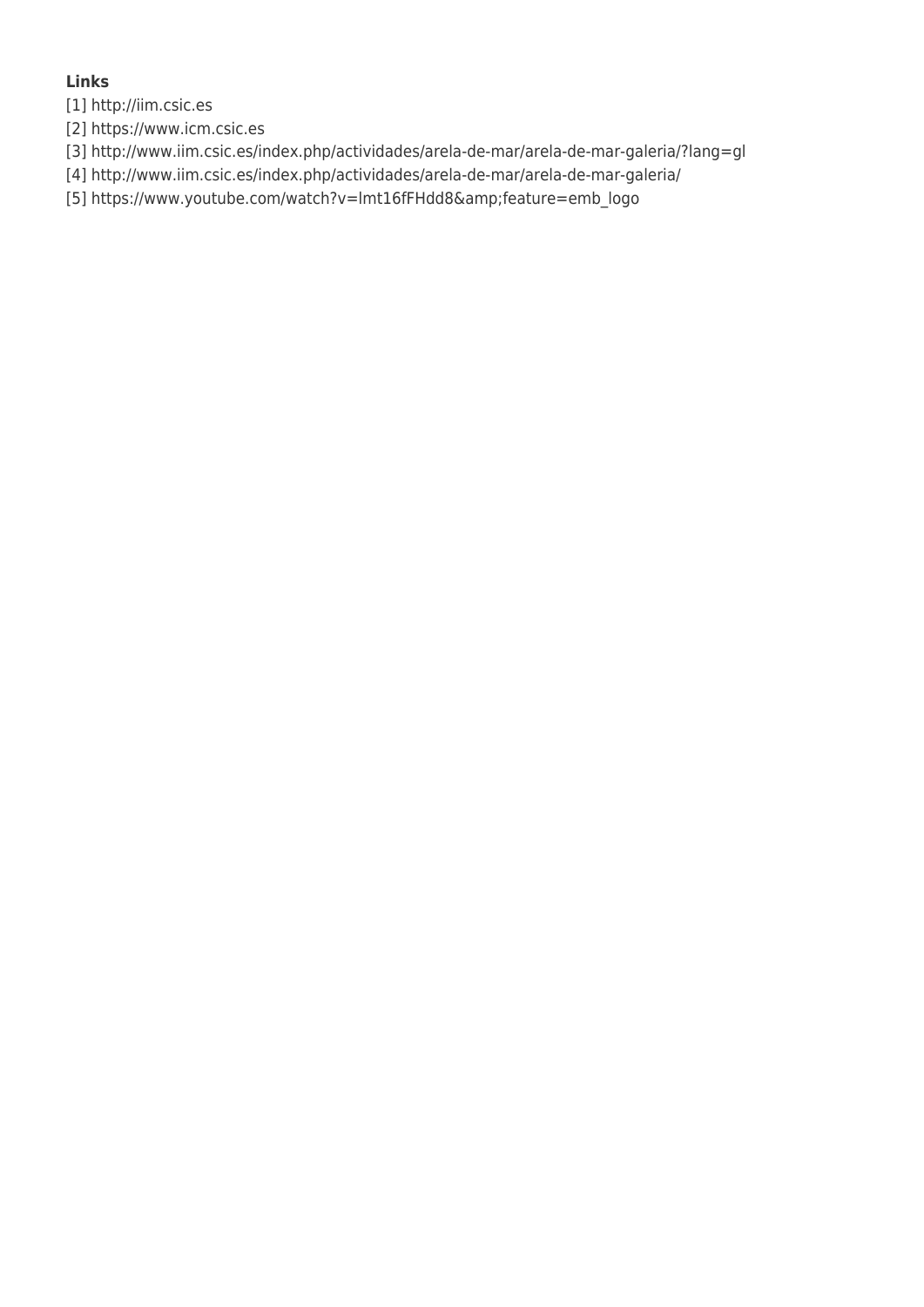**Links**

[1] http://iim.csic.es
[2] https://www.icm.csic.es
[3] http://www.iim.csic.es/index.php/actividades/arela-de-mar/arela-de-mar-galeria/?lang=gl
[4] http://www.iim.csic.es/index.php/actividades/arela-de-mar/arela-de-mar-galeria/
[5] https://www.youtube.com/watch?v=lmt16fFHdd8&amp;feature=emb_logo